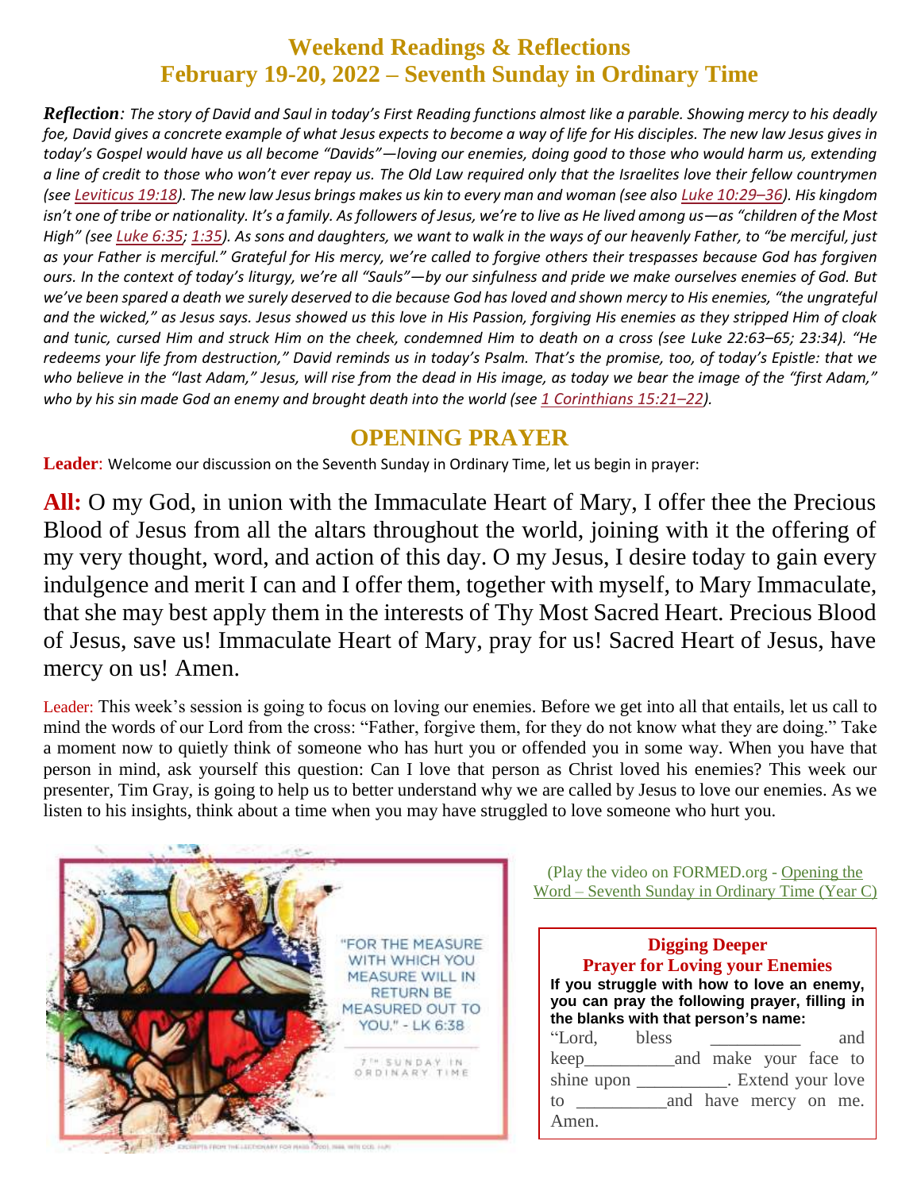# Weekend Readings & Reflections
# February 19-20, 2022 – Seventh Sunday in Ordinary Time

***Reflection**: The story of David and Saul in today's First Reading functions almost like a parable. Showing mercy to his deadly foe, David gives a concrete example of what Jesus expects to become a way of life for His disciples. The new law Jesus gives in today's Gospel would have us all become "Davids"—loving our enemies, doing good to those who would harm us, extending a line of credit to those who won't ever repay us. The Old Law required only that the Israelites love their fellow countrymen (see Leviticus 19:18). The new law Jesus brings makes us kin to every man and woman (see also Luke 10:29–36). His kingdom isn't one of tribe or nationality. It's a family. As followers of Jesus, we're to live as He lived among us—as "children of the Most High" (see Luke 6:35; 1:35). As sons and daughters, we want to walk in the ways of our heavenly Father, to "be merciful, just as your Father is merciful." Grateful for His mercy, we're called to forgive others their trespasses because God has forgiven ours. In the context of today's liturgy, we're all "Sauls"—by our sinfulness and pride we make ourselves enemies of God. But we've been spared a death we surely deserved to die because God has loved and shown mercy to His enemies, "the ungrateful and the wicked," as Jesus says. Jesus showed us this love in His Passion, forgiving His enemies as they stripped Him of cloak and tunic, cursed Him and struck Him on the cheek, condemned Him to death on a cross (see Luke 22:63–65; 23:34). "He redeems your life from destruction," David reminds us in today's Psalm. That's the promise, too, of today's Epistle: that we who believe in the "last Adam," Jesus, will rise from the dead in His image, as today we bear the image of the "first Adam," who by his sin made God an enemy and brought death into the world (see 1 Corinthians 15:21–22).*

## OPENING PRAYER

**Leader**: Welcome our discussion on the Seventh Sunday in Ordinary Time, let us begin in prayer:

**All:** O my God, in union with the Immaculate Heart of Mary, I offer thee the Precious Blood of Jesus from all the altars throughout the world, joining with it the offering of my very thought, word, and action of this day. O my Jesus, I desire today to gain every indulgence and merit I can and I offer them, together with myself, to Mary Immaculate, that she may best apply them in the interests of Thy Most Sacred Heart. Precious Blood of Jesus, save us! Immaculate Heart of Mary, pray for us! Sacred Heart of Jesus, have mercy on us! Amen.

Leader: This week's session is going to focus on loving our enemies. Before we get into all that entails, let us call to mind the words of our Lord from the cross: "Father, forgive them, for they do not know what they are doing." Take a moment now to quietly think of someone who has hurt you or offended you in some way. When you have that person in mind, ask yourself this question: Can I love that person as Christ loved his enemies? This week our presenter, Tim Gray, is going to help us to better understand why we are called by Jesus to love our enemies. As we listen to his insights, think about a time when you may have struggled to love someone who hurt you.

"FOR THE MEASURE WITH WHICH YOU MEASURE WILL IN RETURN BE MEASURED OUT TO YOU." - LK 6:38

7TH SUNDAY IN ORDINARY TIME

(Play the video on FORMED.org - Opening the Word – Seventh Sunday in Ordinary Time (Year C)

**Digging Deeper**
**Prayer for Loving your Enemies**

**If you struggle with how to love an enemy, you can pray the following prayer, filling in the blanks with that person's name:**

"Lord, bless __________ and keep__________and make your face to shine upon __________. Extend your love to __________and have mercy on me. Amen.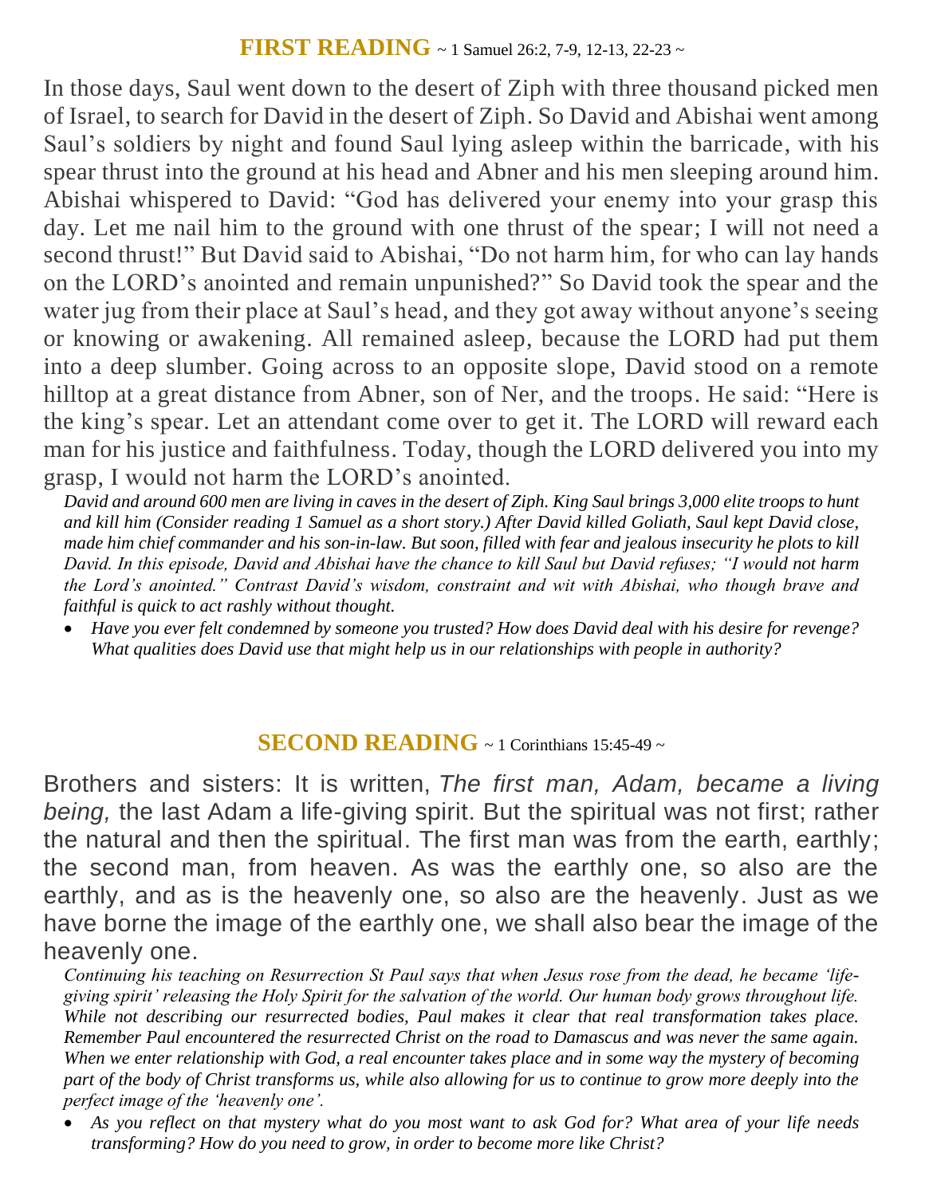## **FIRST READING** ~ 1 Samuel 26:2, 7-9, 12-13, 22-23 ~

In those days, Saul went down to the desert of Ziph with three thousand picked men of Israel, to search for David in the desert of Ziph. So David and Abishai went among Saul's soldiers by night and found Saul lying asleep within the barricade, with his spear thrust into the ground at his head and Abner and his men sleeping around him. Abishai whispered to David: "God has delivered your enemy into your grasp this day. Let me nail him to the ground with one thrust of the spear; I will not need a second thrust!" But David said to Abishai, "Do not harm him, for who can lay hands on the LORD's anointed and remain unpunished?" So David took the spear and the water jug from their place at Saul's head, and they got away without anyone's seeing or knowing or awakening. All remained asleep, because the LORD had put them into a deep slumber. Going across to an opposite slope, David stood on a remote hilltop at a great distance from Abner, son of Ner, and the troops. He said: "Here is the king's spear. Let an attendant come over to get it. The LORD will reward each man for his justice and faithfulness. Today, though the LORD delivered you into my grasp, I would not harm the LORD's anointed.

*David and around 600 men are living in caves in the desert of Ziph. King Saul brings 3,000 elite troops to hunt and kill him (Consider reading 1 Samuel as a short story.) After David killed Goliath, Saul kept David close, made him chief commander and his son-in-law. But soon, filled with fear and jealous insecurity he plots to kill David. In this episode, David and Abishai have the chance to kill Saul but David refuses; "I would not harm the Lord's anointed." Contrast David's wisdom, constraint and wit with Abishai, who though brave and faithful is quick to act rashly without thought.*

- *Have you ever felt condemned by someone you trusted? How does David deal with his desire for revenge? What qualities does David use that might help us in our relationships with people in authority?*

## **SECOND READING** ~ 1 Corinthians 15:45-49 ~

Brothers and sisters: It is written, *The first man, Adam, became a living being,* the last Adam a life-giving spirit. But the spiritual was not first; rather the natural and then the spiritual. The first man was from the earth, earthly; the second man, from heaven. As was the earthly one, so also are the earthly, and as is the heavenly one, so also are the heavenly. Just as we have borne the image of the earthly one, we shall also bear the image of the heavenly one.

*Continuing his teaching on Resurrection St Paul says that when Jesus rose from the dead, he became 'life-giving spirit' releasing the Holy Spirit for the salvation of the world. Our human body grows throughout life. While not describing our resurrected bodies, Paul makes it clear that real transformation takes place. Remember Paul encountered the resurrected Christ on the road to Damascus and was never the same again. When we enter relationship with God, a real encounter takes place and in some way the mystery of becoming part of the body of Christ transforms us, while also allowing for us to continue to grow more deeply into the perfect image of the 'heavenly one'.*

- *As you reflect on that mystery what do you most want to ask God for? What area of your life needs transforming? How do you need to grow, in order to become more like Christ?*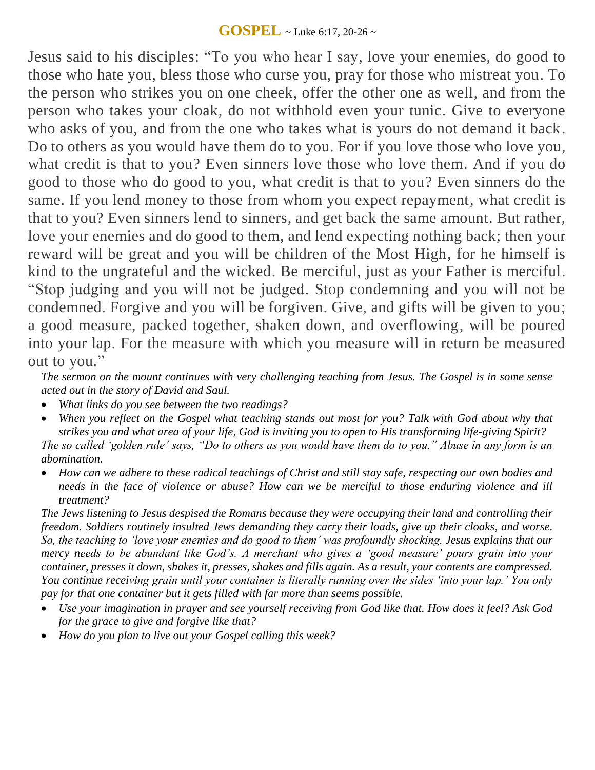## GOSPEL ~ Luke 6:17, 20-26 ~

Jesus said to his disciples: "To you who hear I say, love your enemies, do good to those who hate you, bless those who curse you, pray for those who mistreat you. To the person who strikes you on one cheek, offer the other one as well, and from the person who takes your cloak, do not withhold even your tunic. Give to everyone who asks of you, and from the one who takes what is yours do not demand it back. Do to others as you would have them do to you. For if you love those who love you, what credit is that to you? Even sinners love those who love them. And if you do good to those who do good to you, what credit is that to you? Even sinners do the same. If you lend money to those from whom you expect repayment, what credit is that to you? Even sinners lend to sinners, and get back the same amount. But rather, love your enemies and do good to them, and lend expecting nothing back; then your reward will be great and you will be children of the Most High, for he himself is kind to the ungrateful and the wicked. Be merciful, just as your Father is merciful. "Stop judging and you will not be judged. Stop condemning and you will not be condemned. Forgive and you will be forgiven. Give, and gifts will be given to you; a good measure, packed together, shaken down, and overflowing, will be poured into your lap. For the measure with which you measure will in return be measured out to you."

*The sermon on the mount continues with very challenging teaching from Jesus. The Gospel is in some sense acted out in the story of David and Saul.*

- *What links do you see between the two readings?*
- *When you reflect on the Gospel what teaching stands out most for you? Talk with God about why that strikes you and what area of your life, God is inviting you to open to His transforming life-giving Spirit?*

*The so called 'golden rule' says, "Do to others as you would have them do to you." Abuse in any form is an abomination.*

- *How can we adhere to these radical teachings of Christ and still stay safe, respecting our own bodies and needs in the face of violence or abuse? How can we be merciful to those enduring violence and ill treatment?*

*The Jews listening to Jesus despised the Romans because they were occupying their land and controlling their freedom. Soldiers routinely insulted Jews demanding they carry their loads, give up their cloaks, and worse. So, the teaching to 'love your enemies and do good to them' was profoundly shocking. Jesus explains that our mercy needs to be abundant like God's. A merchant who gives a 'good measure' pours grain into your container, presses it down, shakes it, presses, shakes and fills again. As a result, your contents are compressed. You continue receiving grain until your container is literally running over the sides 'into your lap.' You only pay for that one container but it gets filled with far more than seems possible.*

- *Use your imagination in prayer and see yourself receiving from God like that. How does it feel? Ask God for the grace to give and forgive like that?*
- *How do you plan to live out your Gospel calling this week?*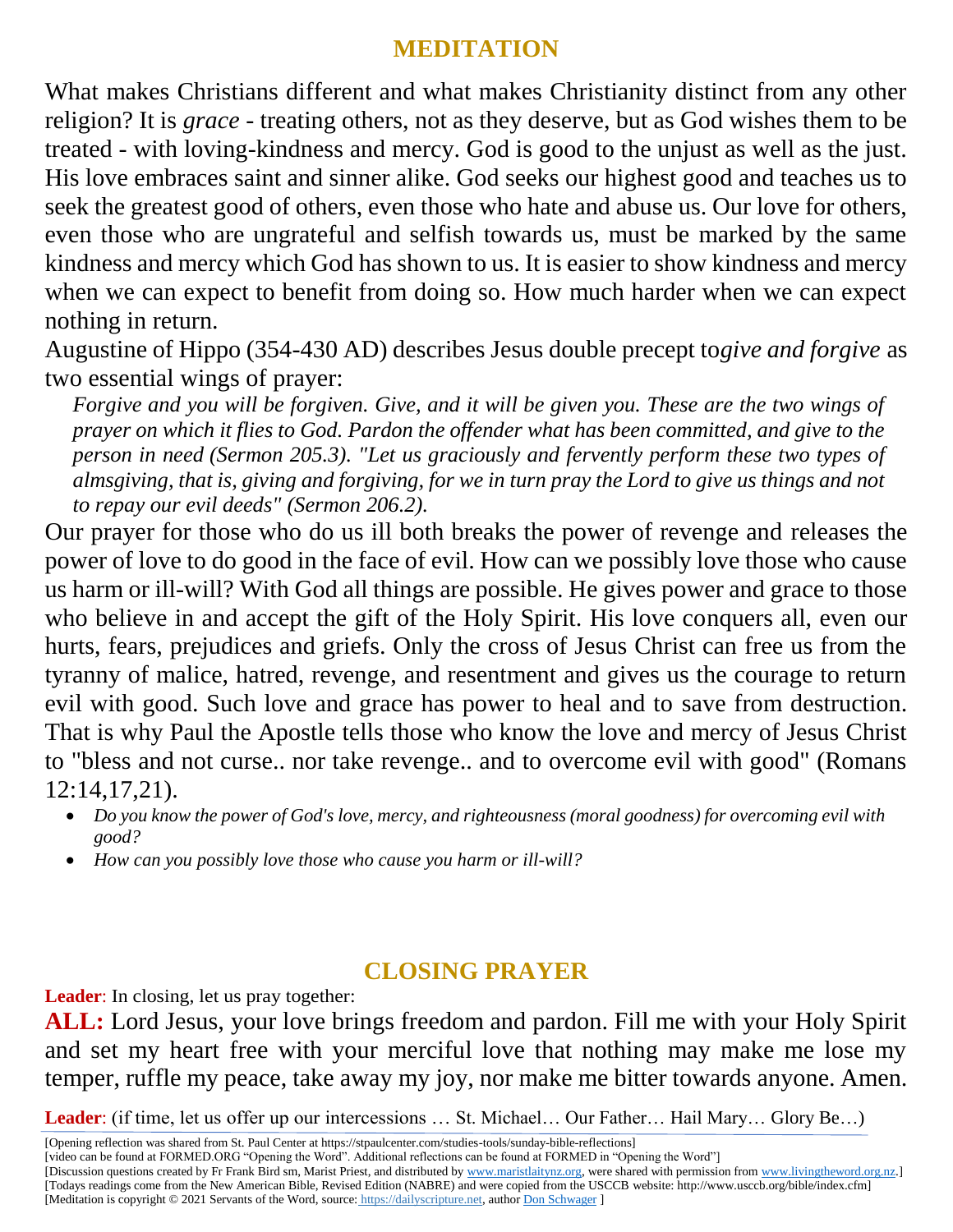## MEDITATION

What makes Christians different and what makes Christianity distinct from any other religion? It is *grace* - treating others, not as they deserve, but as God wishes them to be treated - with loving-kindness and mercy. God is good to the unjust as well as the just. His love embraces saint and sinner alike. God seeks our highest good and teaches us to seek the greatest good of others, even those who hate and abuse us. Our love for others, even those who are ungrateful and selfish towards us, must be marked by the same kindness and mercy which God has shown to us. It is easier to show kindness and mercy when we can expect to benefit from doing so. How much harder when we can expect nothing in return.

Augustine of Hippo (354-430 AD) describes Jesus double precept to*give and forgive* as two essential wings of prayer:

> *Forgive and you will be forgiven. Give, and it will be given you. These are the two wings of prayer on which it flies to God. Pardon the offender what has been committed, and give to the person in need (Sermon 205.3). "Let us graciously and fervently perform these two types of almsgiving, that is, giving and forgiving, for we in turn pray the Lord to give us things and not to repay our evil deeds" (Sermon 206.2).*

Our prayer for those who do us ill both breaks the power of revenge and releases the power of love to do good in the face of evil. How can we possibly love those who cause us harm or ill-will? With God all things are possible. He gives power and grace to those who believe in and accept the gift of the Holy Spirit. His love conquers all, even our hurts, fears, prejudices and griefs. Only the cross of Jesus Christ can free us from the tyranny of malice, hatred, revenge, and resentment and gives us the courage to return evil with good. Such love and grace has power to heal and to save from destruction. That is why Paul the Apostle tells those who know the love and mercy of Jesus Christ to "bless and not curse.. nor take revenge.. and to overcome evil with good" (Romans 12:14,17,21).

- *Do you know the power of God's love, mercy, and righteousness (moral goodness) for overcoming evil with good?*
- *How can you possibly love those who cause you harm or ill-will?*

## CLOSING PRAYER

**Leader**: In closing, let us pray together:

**ALL:** Lord Jesus, your love brings freedom and pardon. Fill me with your Holy Spirit and set my heart free with your merciful love that nothing may make me lose my temper, ruffle my peace, take away my joy, nor make me bitter towards anyone. Amen.

**Leader**: (if time, let us offer up our intercessions … St. Michael… Our Father… Hail Mary… Glory Be…)

[Opening reflection was shared from St. Paul Center at https://stpaulcenter.com/studies-tools/sunday-bible-reflections]
[video can be found at FORMED.ORG "Opening the Word". Additional reflections can be found at FORMED in "Opening the Word"]
[Discussion questions created by Fr Frank Bird sm, Marist Priest, and distributed by www.maristlaitynz.org, were shared with permission from www.livingtheword.org.nz.]
[Todays readings come from the New American Bible, Revised Edition (NABRE) and were copied from the USCCB website: http://www.usccb.org/bible/index.cfm]
[Meditation is copyright © 2021 Servants of the Word, source: https://dailyscripture.net, author Don Schwager ]